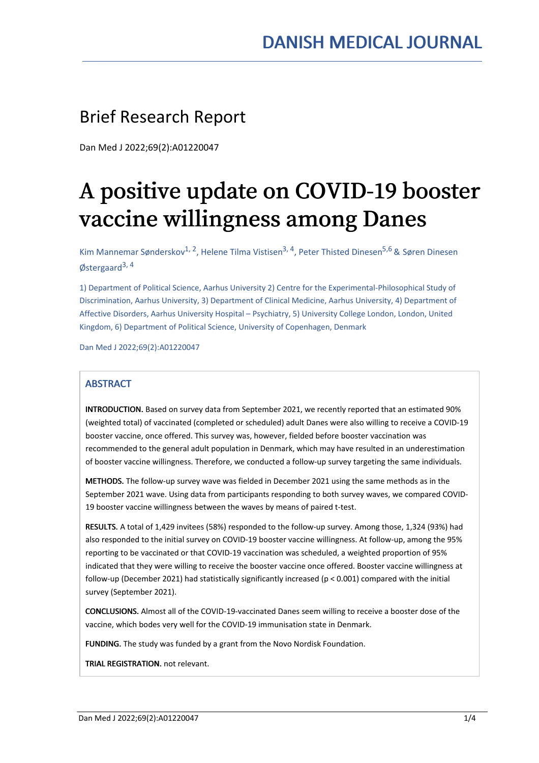# DANISH MEDICAL JOURNAL

## Brief Research Report

Dan Med J 2022;69(2):A01220047

# A positive update on COVID-19 booster vaccine willingness among Danes

Kim Mannemar Sønderskov[1, 2], Helene Tilma Vistisen[3, 4], Peter Thisted Dinesen[5,6] & Søren Dinesen Østergaard[3, 4]

1) Department of Political Science, Aarhus University 2) Centre for the Experimental-Philosophical Study of Discrimination, Aarhus University, 3) Department of Clinical Medicine, Aarhus University, 4) Department of Affective Disorders, Aarhus University Hospital – Psychiatry, 5) University College London, London, United Kingdom, 6) Department of Political Science, University of Copenhagen, Denmark

Dan Med J 2022;69(2):A01220047

## ABSTRACT

**INTRODUCTION.** Based on survey data from September 2021, we recently reported that an estimated 90% (weighted total) of vaccinated (completed or scheduled) adult Danes were also willing to receive a COVID-19 booster vaccine, once offered. This survey was, however, fielded before booster vaccination was recommended to the general adult population in Denmark, which may have resulted in an underestimation of booster vaccine willingness. Therefore, we conducted a follow-up survey targeting the same individuals.

**METHODS.** The follow-up survey wave was fielded in December 2021 using the same methods as in the September 2021 wave. Using data from participants responding to both survey waves, we compared COVID-19 booster vaccine willingness between the waves by means of paired t-test.

**RESULTS.** A total of 1,429 invitees (58%) responded to the follow-up survey. Among those, 1,324 (93%) had also responded to the initial survey on COVID-19 booster vaccine willingness. At follow-up, among the 95% reporting to be vaccinated or that COVID-19 vaccination was scheduled, a weighted proportion of 95% indicated that they were willing to receive the booster vaccine once offered. Booster vaccine willingness at follow-up (December 2021) had statistically significantly increased ($p < 0.001$) compared with the initial survey (September 2021).

**CONCLUSIONS.** Almost all of the COVID-19-vaccinated Danes seem willing to receive a booster dose of the vaccine, which bodes very well for the COVID-19 immunisation state in Denmark.

**FUNDING.** The study was funded by a grant from the Novo Nordisk Foundation.

**TRIAL REGISTRATION.** not relevant.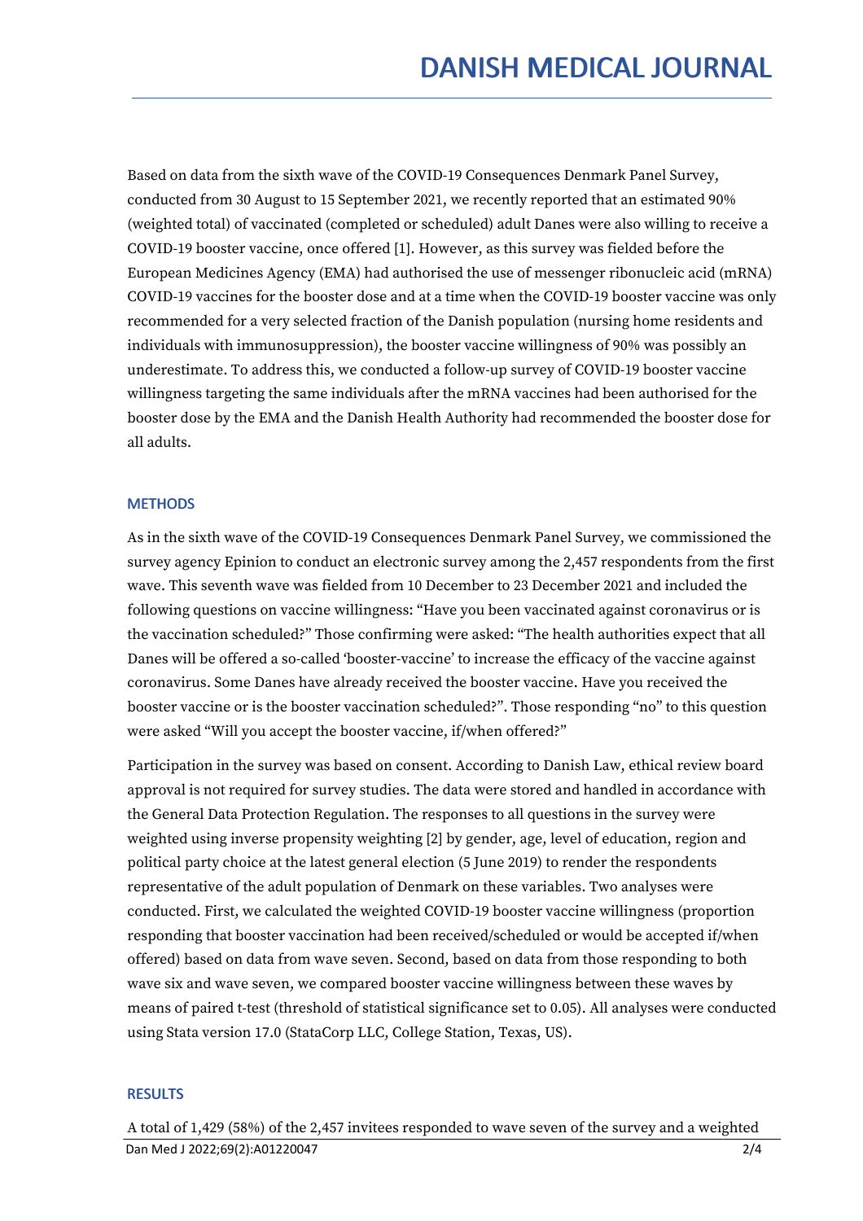Based on data from the sixth wave of the COVID-19 Consequences Denmark Panel Survey, conducted from 30 August to 15 September 2021, we recently reported that an estimated 90% (weighted total) of vaccinated (completed or scheduled) adult Danes were also willing to receive a COVID-19 booster vaccine, once offered [1]. However, as this survey was fielded before the European Medicines Agency (EMA) had authorised the use of messenger ribonucleic acid (mRNA) COVID-19 vaccines for the booster dose and at a time when the COVID-19 booster vaccine was only recommended for a very selected fraction of the Danish population (nursing home residents and individuals with immunosuppression), the booster vaccine willingness of 90% was possibly an underestimate. To address this, we conducted a follow-up survey of COVID-19 booster vaccine willingness targeting the same individuals after the mRNA vaccines had been authorised for the booster dose by the EMA and the Danish Health Authority had recommended the booster dose for all adults.

## METHODS

As in the sixth wave of the COVID-19 Consequences Denmark Panel Survey, we commissioned the survey agency Epinion to conduct an electronic survey among the 2,457 respondents from the first wave. This seventh wave was fielded from 10 December to 23 December 2021 and included the following questions on vaccine willingness: "Have you been vaccinated against coronavirus or is the vaccination scheduled?" Those confirming were asked: "The health authorities expect that all Danes will be offered a so-called 'booster-vaccine' to increase the efficacy of the vaccine against coronavirus. Some Danes have already received the booster vaccine. Have you received the booster vaccine or is the booster vaccination scheduled?". Those responding "no" to this question were asked "Will you accept the booster vaccine, if/when offered?"

Participation in the survey was based on consent. According to Danish Law, ethical review board approval is not required for survey studies. The data were stored and handled in accordance with the General Data Protection Regulation. The responses to all questions in the survey were weighted using inverse propensity weighting [2] by gender, age, level of education, region and political party choice at the latest general election (5 June 2019) to render the respondents representative of the adult population of Denmark on these variables. Two analyses were conducted. First, we calculated the weighted COVID-19 booster vaccine willingness (proportion responding that booster vaccination had been received/scheduled or would be accepted if/when offered) based on data from wave seven. Second, based on data from those responding to both wave six and wave seven, we compared booster vaccine willingness between these waves by means of paired t-test (threshold of statistical significance set to 0.05). All analyses were conducted using Stata version 17.0 (StataCorp LLC, College Station, Texas, US).

## RESULTS

A total of 1,429 (58%) of the 2,457 invitees responded to wave seven of the survey and a weighted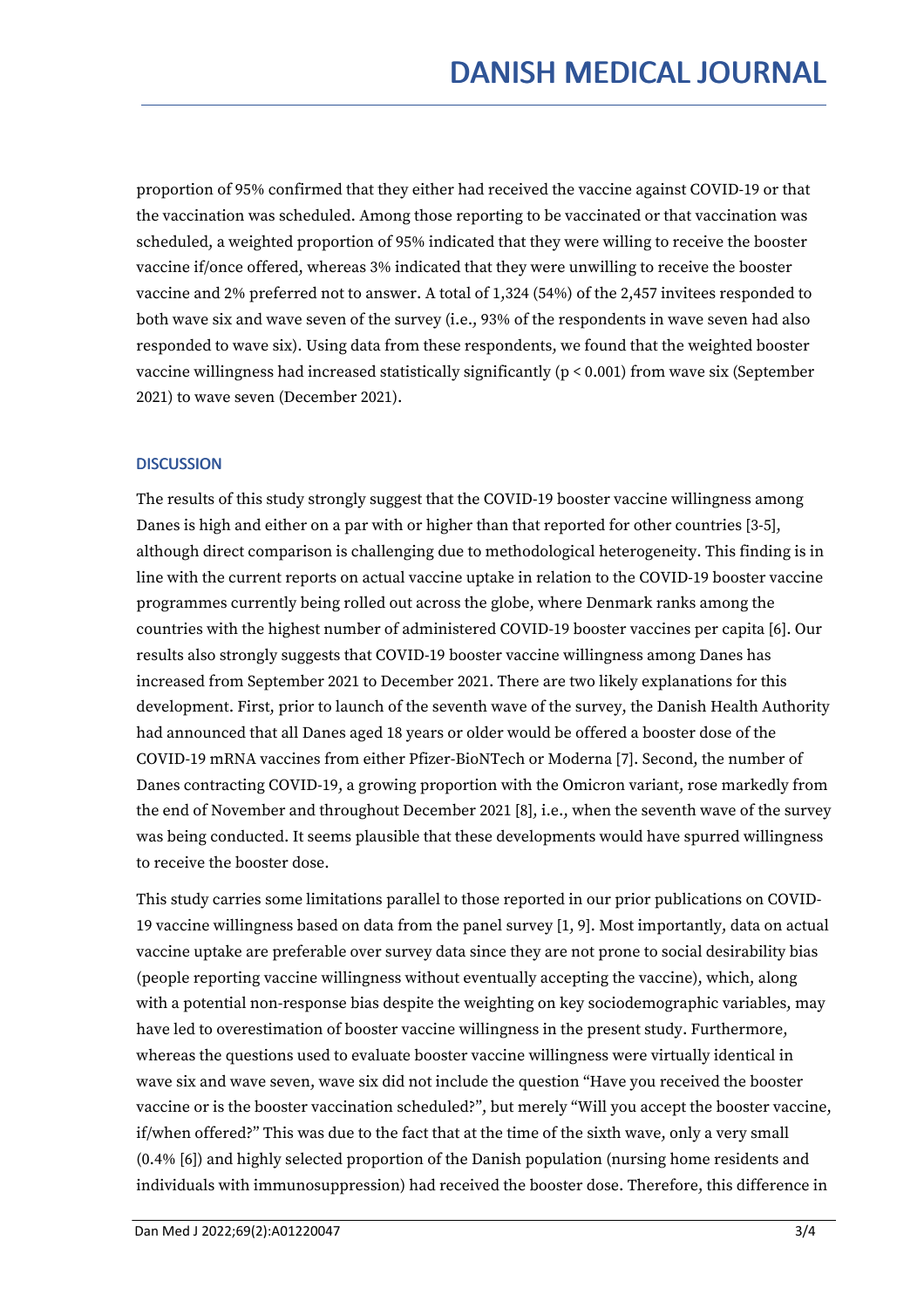proportion of 95% confirmed that they either had received the vaccine against COVID-19 or that the vaccination was scheduled. Among those reporting to be vaccinated or that vaccination was scheduled, a weighted proportion of 95% indicated that they were willing to receive the booster vaccine if/once offered, whereas 3% indicated that they were unwilling to receive the booster vaccine and 2% preferred not to answer. A total of 1,324 (54%) of the 2,457 invitees responded to both wave six and wave seven of the survey (i.e., 93% of the respondents in wave seven had also responded to wave six). Using data from these respondents, we found that the weighted booster vaccine willingness had increased statistically significantly ($p < 0.001$) from wave six (September 2021) to wave seven (December 2021).

## DISCUSSION

The results of this study strongly suggest that the COVID-19 booster vaccine willingness among Danes is high and either on a par with or higher than that reported for other countries [3-5], although direct comparison is challenging due to methodological heterogeneity. This finding is in line with the current reports on actual vaccine uptake in relation to the COVID-19 booster vaccine programmes currently being rolled out across the globe, where Denmark ranks among the countries with the highest number of administered COVID-19 booster vaccines per capita [6]. Our results also strongly suggests that COVID-19 booster vaccine willingness among Danes has increased from September 2021 to December 2021. There are two likely explanations for this development. First, prior to launch of the seventh wave of the survey, the Danish Health Authority had announced that all Danes aged 18 years or older would be offered a booster dose of the COVID-19 mRNA vaccines from either Pfizer-BioNTech or Moderna [7]. Second, the number of Danes contracting COVID-19, a growing proportion with the Omicron variant, rose markedly from the end of November and throughout December 2021 [8], i.e., when the seventh wave of the survey was being conducted. It seems plausible that these developments would have spurred willingness to receive the booster dose.

This study carries some limitations parallel to those reported in our prior publications on COVID-19 vaccine willingness based on data from the panel survey [1, 9]. Most importantly, data on actual vaccine uptake are preferable over survey data since they are not prone to social desirability bias (people reporting vaccine willingness without eventually accepting the vaccine), which, along with a potential non-response bias despite the weighting on key sociodemographic variables, may have led to overestimation of booster vaccine willingness in the present study. Furthermore, whereas the questions used to evaluate booster vaccine willingness were virtually identical in wave six and wave seven, wave six did not include the question "Have you received the booster vaccine or is the booster vaccination scheduled?", but merely "Will you accept the booster vaccine, if/when offered?" This was due to the fact that at the time of the sixth wave, only a very small (0.4% [6]) and highly selected proportion of the Danish population (nursing home residents and individuals with immunosuppression) had received the booster dose. Therefore, this difference in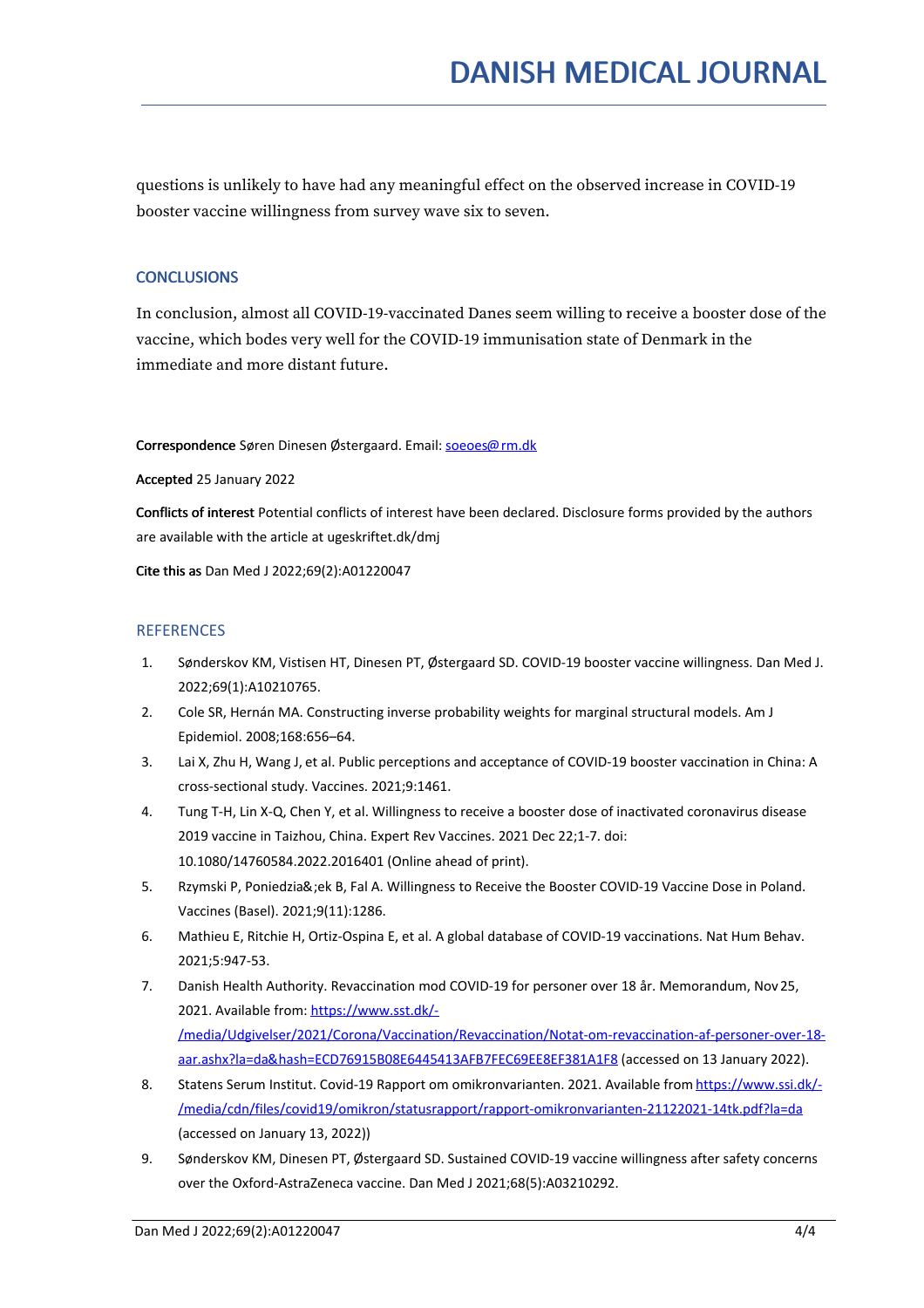questions is unlikely to have had any meaningful effect on the observed increase in COVID-19 booster vaccine willingness from survey wave six to seven.

## CONCLUSIONS

In conclusion, almost all COVID-19-vaccinated Danes seem willing to receive a booster dose of the vaccine, which bodes very well for the COVID-19 immunisation state of Denmark in the immediate and more distant future.

**Correspondence** Søren Dinesen Østergaard. Email: soeoes@rm.dk

**Accepted** 25 January 2022

**Conflicts of interest** Potential conflicts of interest have been declared. Disclosure forms provided by the authors are available with the article at ugeskriftet.dk/dmj

**Cite this as** Dan Med J 2022;69(2):A01220047

## REFERENCES

1. Sønderskov KM, Vistisen HT, Dinesen PT, Østergaard SD. COVID-19 booster vaccine willingness. Dan Med J. 2022;69(1):A10210765.
2. Cole SR, Hernán MA. Constructing inverse probability weights for marginal structural models. Am J Epidemiol. 2008;168:656–64.
3. Lai X, Zhu H, Wang J, et al. Public perceptions and acceptance of COVID-19 booster vaccination in China: A cross-sectional study. Vaccines. 2021;9:1461.
4. Tung T-H, Lin X-Q, Chen Y, et al. Willingness to receive a booster dose of inactivated coronavirus disease 2019 vaccine in Taizhou, China. Expert Rev Vaccines. 2021 Dec 22;1-7. doi: 10.1080/14760584.2022.2016401 (Online ahead of print).
5. Rzymski P, Poniedzia&;ek B, Fal A. Willingness to Receive the Booster COVID-19 Vaccine Dose in Poland. Vaccines (Basel). 2021;9(11):1286.
6. Mathieu E, Ritchie H, Ortiz-Ospina E, et al. A global database of COVID-19 vaccinations. Nat Hum Behav. 2021;5:947-53.
7. Danish Health Authority. Revaccination mod COVID-19 for personer over 18 år. Memorandum, Nov 25, 2021. Available from: https://www.sst.dk/-/media/Udgivelser/2021/Corona/Vaccination/Revaccination/Notat-om-revaccination-af-personer-over-18-aar.ashx?la=da&hash=ECD76915B08E6445413AFB7FEC69EE8EF381A1F8 (accessed on 13 January 2022).
8. Statens Serum Institut. Covid-19 Rapport om omikronvarianten. 2021. Available from https://www.ssi.dk/-/media/cdn/files/covid19/omikron/statusrapport/rapport-omikronvarianten-21122021-14tk.pdf?la=da (accessed on January 13, 2022))
9. Sønderskov KM, Dinesen PT, Østergaard SD. Sustained COVID-19 vaccine willingness after safety concerns over the Oxford-AstraZeneca vaccine. Dan Med J 2021;68(5):A03210292.